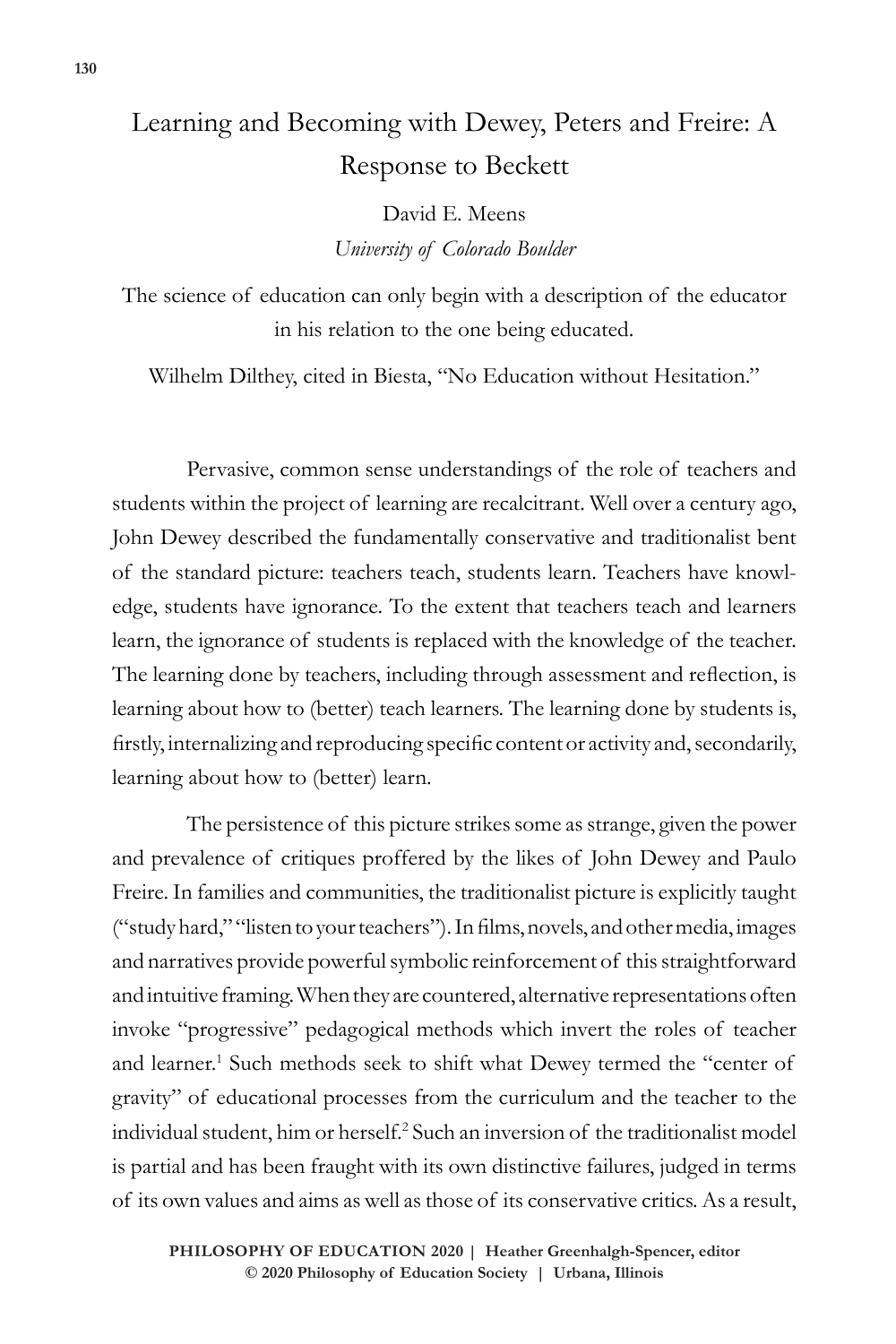# Learning and Becoming with Dewey, Peters and Freire: A Response to Beckett

David E. Meens

*University of Colorado Boulder*

The science of education can only begin with a description of the educator in his relation to the one being educated.

Wilhelm Dilthey, cited in Biesta, "No Education without Hesitation."

Pervasive, common sense understandings of the role of teachers and students within the project of learning are recalcitrant. Well over a century ago, John Dewey described the fundamentally conservative and traditionalist bent of the standard picture: teachers teach, students learn. Teachers have knowledge, students have ignorance. To the extent that teachers teach and learners learn, the ignorance of students is replaced with the knowledge of the teacher. The learning done by teachers, including through assessment and reflection, is learning about how to (better) teach learners. The learning done by students is, firstly, internalizing and reproducing specific content or activity and, secondarily, learning about how to (better) learn.

The persistence of this picture strikes some as strange, given the power and prevalence of critiques proffered by the likes of John Dewey and Paulo Freire. In families and communities, the traditionalist picture is explicitly taught ("study hard," "listen to your teachers"). In films, novels, and other media, images and narratives provide powerful symbolic reinforcement of this straightforward and intuitive framing. When they are countered, alternative representations often invoke "progressive" pedagogical methods which invert the roles of teacher and learner.[1] Such methods seek to shift what Dewey termed the "center of gravity" of educational processes from the curriculum and the teacher to the individual student, him or herself.[2] Such an inversion of the traditionalist model is partial and has been fraught with its own distinctive failures, judged in terms of its own values and aims as well as those of its conservative critics. As a result,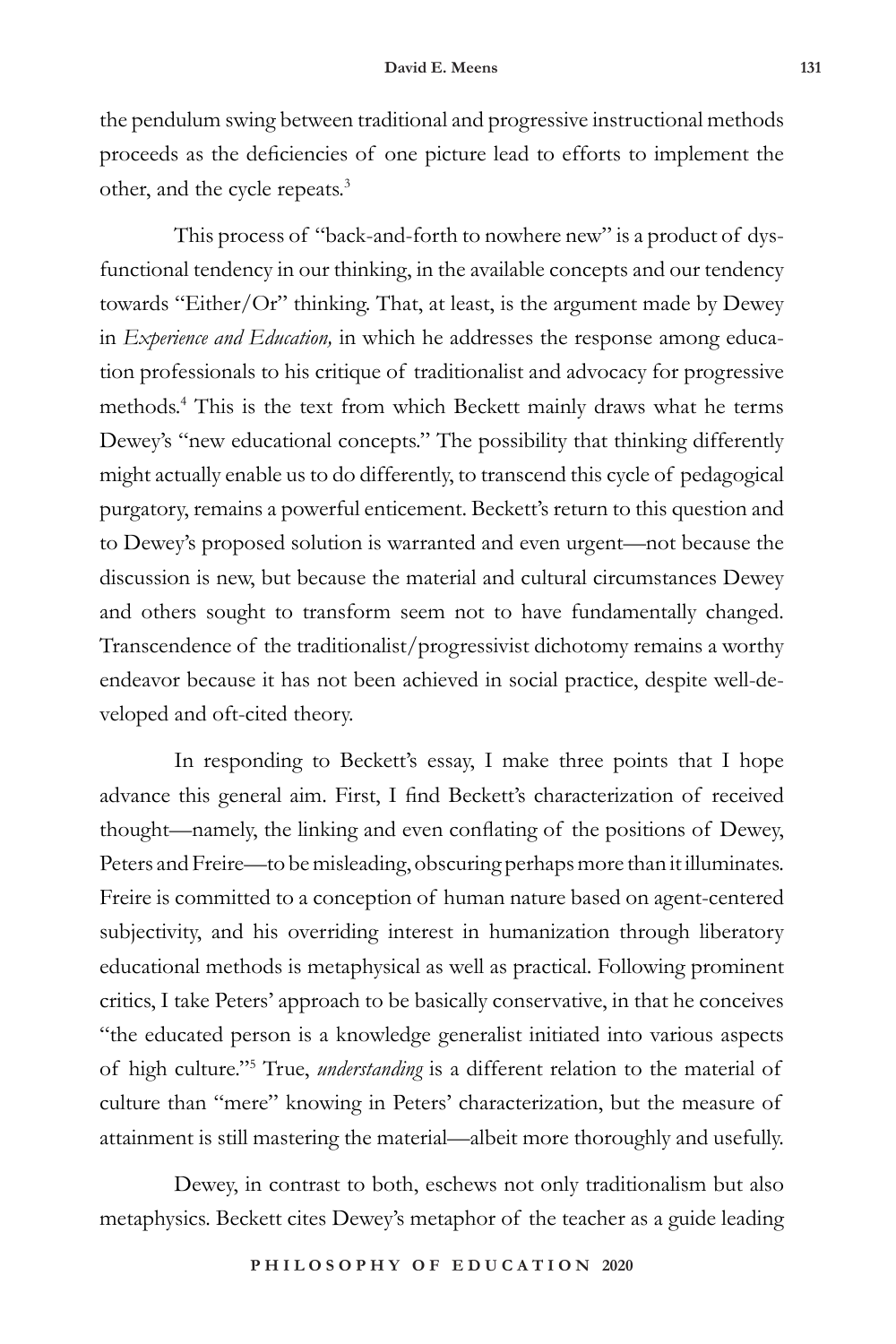the pendulum swing between traditional and progressive instructional methods proceeds as the deficiencies of one picture lead to efforts to implement the other, and the cycle repeats.[3]

This process of "back-and-forth to nowhere new" is a product of dysfunctional tendency in our thinking, in the available concepts and our tendency towards "Either/Or" thinking. That, at least, is the argument made by Dewey in *Experience and Education,* in which he addresses the response among education professionals to his critique of traditionalist and advocacy for progressive methods.[4] This is the text from which Beckett mainly draws what he terms Dewey's "new educational concepts." The possibility that thinking differently might actually enable us to do differently, to transcend this cycle of pedagogical purgatory, remains a powerful enticement. Beckett's return to this question and to Dewey's proposed solution is warranted and even urgent—not because the discussion is new, but because the material and cultural circumstances Dewey and others sought to transform seem not to have fundamentally changed. Transcendence of the traditionalist/progressivist dichotomy remains a worthy endeavor because it has not been achieved in social practice, despite well-developed and oft-cited theory.

In responding to Beckett's essay, I make three points that I hope advance this general aim. First, I find Beckett's characterization of received thought—namely, the linking and even conflating of the positions of Dewey, Peters and Freire—to be misleading, obscuring perhaps more than it illuminates. Freire is committed to a conception of human nature based on agent-centered subjectivity, and his overriding interest in humanization through liberatory educational methods is metaphysical as well as practical. Following prominent critics, I take Peters' approach to be basically conservative, in that he conceives "the educated person is a knowledge generalist initiated into various aspects of high culture."[5] True, *understanding* is a different relation to the material of culture than "mere" knowing in Peters' characterization, but the measure of attainment is still mastering the material—albeit more thoroughly and usefully.

Dewey, in contrast to both, eschews not only traditionalism but also metaphysics. Beckett cites Dewey's metaphor of the teacher as a guide leading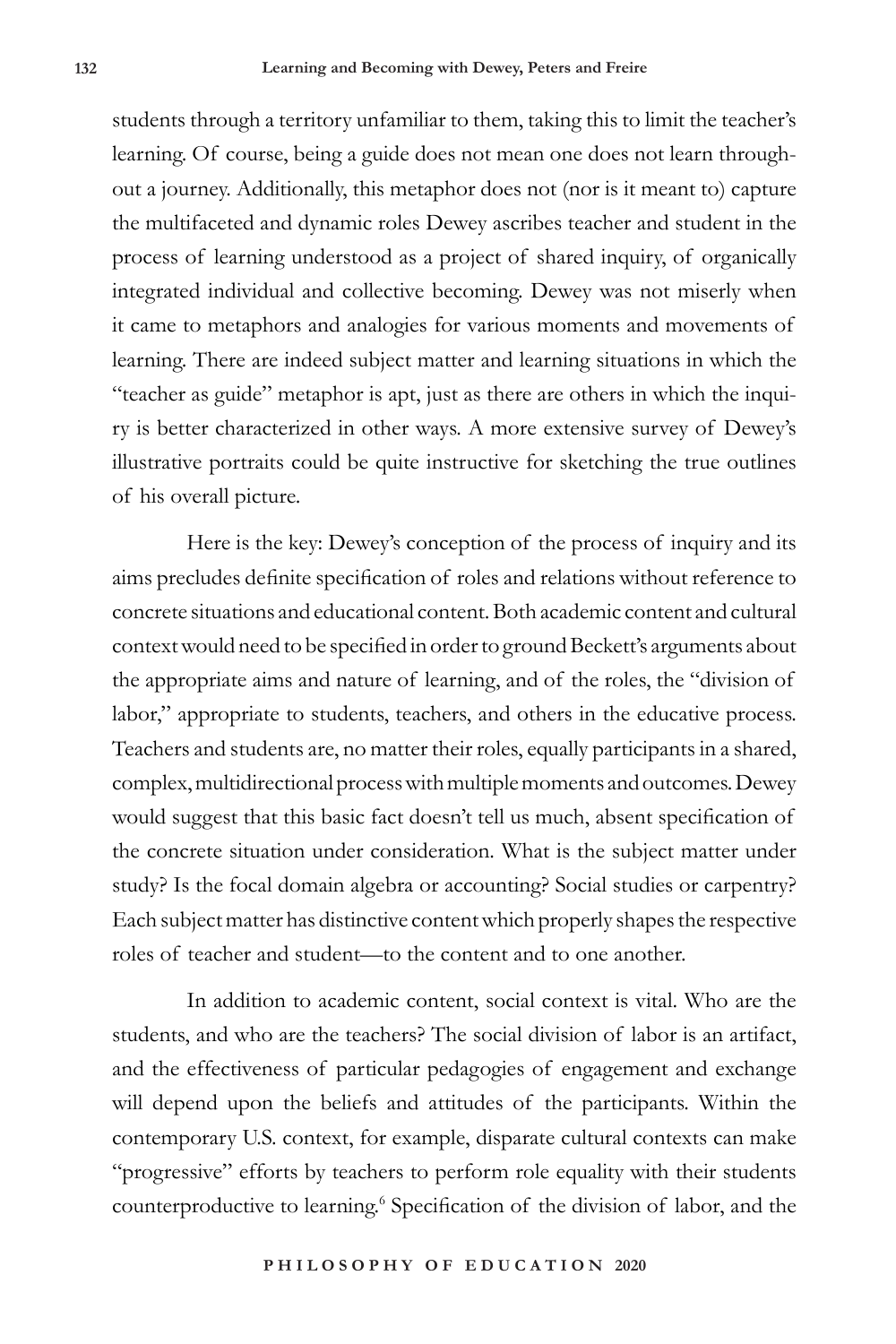students through a territory unfamiliar to them, taking this to limit the teacher's learning. Of course, being a guide does not mean one does not learn throughout a journey. Additionally, this metaphor does not (nor is it meant to) capture the multifaceted and dynamic roles Dewey ascribes teacher and student in the process of learning understood as a project of shared inquiry, of organically integrated individual and collective becoming. Dewey was not miserly when it came to metaphors and analogies for various moments and movements of learning. There are indeed subject matter and learning situations in which the "teacher as guide" metaphor is apt, just as there are others in which the inquiry is better characterized in other ways. A more extensive survey of Dewey's illustrative portraits could be quite instructive for sketching the true outlines of his overall picture.

Here is the key: Dewey's conception of the process of inquiry and its aims precludes definite specification of roles and relations without reference to concrete situations and educational content. Both academic content and cultural context would need to be specified in order to ground Beckett's arguments about the appropriate aims and nature of learning, and of the roles, the "division of labor," appropriate to students, teachers, and others in the educative process. Teachers and students are, no matter their roles, equally participants in a shared, complex, multidirectional process with multiple moments and outcomes. Dewey would suggest that this basic fact doesn't tell us much, absent specification of the concrete situation under consideration. What is the subject matter under study? Is the focal domain algebra or accounting? Social studies or carpentry? Each subject matter has distinctive content which properly shapes the respective roles of teacher and student—to the content and to one another.

In addition to academic content, social context is vital. Who are the students, and who are the teachers? The social division of labor is an artifact, and the effectiveness of particular pedagogies of engagement and exchange will depend upon the beliefs and attitudes of the participants. Within the contemporary U.S. context, for example, disparate cultural contexts can make "progressive" efforts by teachers to perform role equality with their students counterproductive to learning.[6] Specification of the division of labor, and the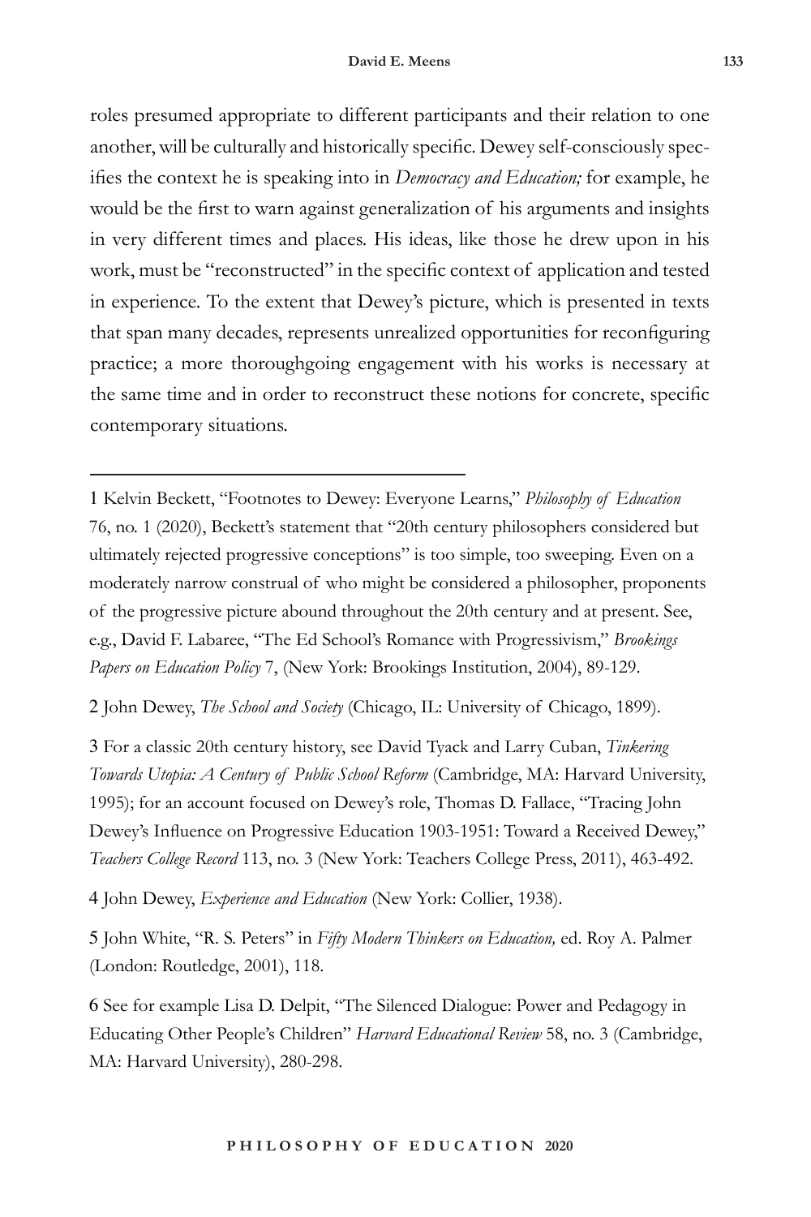roles presumed appropriate to different participants and their relation to one another, will be culturally and historically specific. Dewey self-consciously specifies the context he is speaking into in *Democracy and Education;* for example, he would be the first to warn against generalization of his arguments and insights in very different times and places. His ideas, like those he drew upon in his work, must be "reconstructed" in the specific context of application and tested in experience. To the extent that Dewey's picture, which is presented in texts that span many decades, represents unrealized opportunities for reconfiguring practice; a more thoroughgoing engagement with his works is necessary at the same time and in order to reconstruct these notions for concrete, specific contemporary situations.

---

1 Kelvin Beckett, "Footnotes to Dewey: Everyone Learns," *Philosophy of Education* 76, no. 1 (2020), Beckett's statement that "20th century philosophers considered but ultimately rejected progressive conceptions" is too simple, too sweeping. Even on a moderately narrow construal of who might be considered a philosopher, proponents of the progressive picture abound throughout the 20th century and at present. See, e.g., David F. Labaree, "The Ed School's Romance with Progressivism," *Brookings Papers on Education Policy* 7, (New York: Brookings Institution, 2004), 89-129.

2 John Dewey, *The School and Society* (Chicago, IL: University of Chicago, 1899).

3 For a classic 20th century history, see David Tyack and Larry Cuban, *Tinkering Towards Utopia: A Century of Public School Reform* (Cambridge, MA: Harvard University, 1995); for an account focused on Dewey's role, Thomas D. Fallace, "Tracing John Dewey's Influence on Progressive Education 1903-1951: Toward a Received Dewey," *Teachers College Record* 113, no. 3 (New York: Teachers College Press, 2011), 463-492.

4 John Dewey, *Experience and Education* (New York: Collier, 1938).

5 John White, "R. S. Peters" in *Fifty Modern Thinkers on Education,* ed. Roy A. Palmer (London: Routledge, 2001), 118.

6 See for example Lisa D. Delpit, "The Silenced Dialogue: Power and Pedagogy in Educating Other People's Children" *Harvard Educational Review* 58, no. 3 (Cambridge, MA: Harvard University), 280-298.